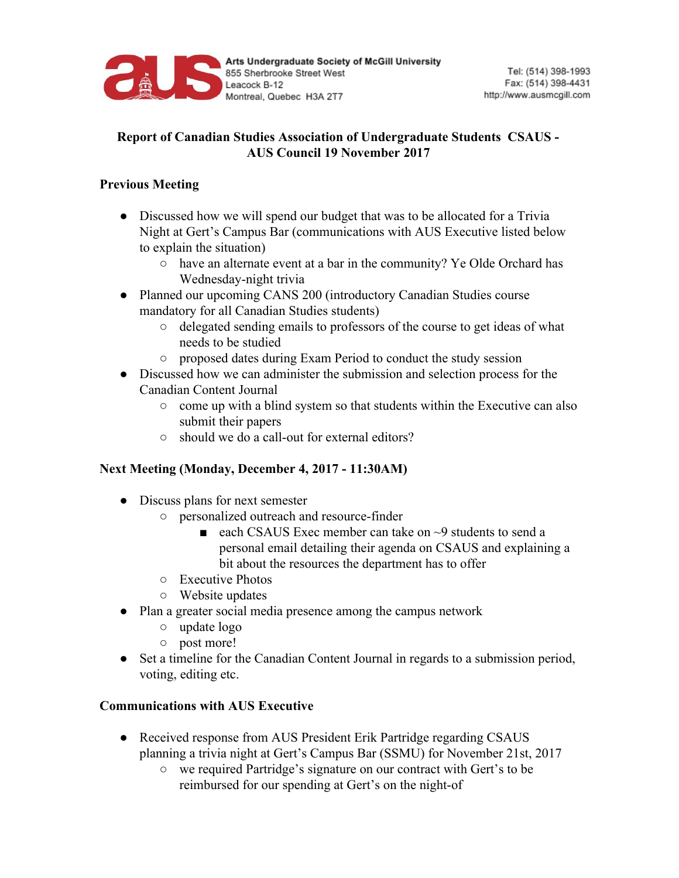**Arts Undergraduate Society of McGill University**
855 Sherbrooke Street West
Leacock B-12
Montreal, Quebec H3A 2T7

Tel: (514) 398-1993
Fax: (514) 398-4431
http://www.ausmcgill.com

## Report of Canadian Studies Association of Undergraduate Students CSAUS - AUS Council 19 November 2017

### Previous Meeting

- Discussed how we will spend our budget that was to be allocated for a Trivia Night at Gert's Campus Bar (communications with AUS Executive listed below to explain the situation)
  - have an alternate event at a bar in the community? Ye Olde Orchard has Wednesday-night trivia
- Planned our upcoming CANS 200 (introductory Canadian Studies course mandatory for all Canadian Studies students)
  - delegated sending emails to professors of the course to get ideas of what needs to be studied
  - proposed dates during Exam Period to conduct the study session
- Discussed how we can administer the submission and selection process for the Canadian Content Journal
  - come up with a blind system so that students within the Executive can also submit their papers
  - should we do a call-out for external editors?

### Next Meeting (Monday, December 4, 2017 - 11:30AM)

- Discuss plans for next semester
  - personalized outreach and resource-finder
    - each CSAUS Exec member can take on ~9 students to send a personal email detailing their agenda on CSAUS and explaining a bit about the resources the department has to offer
  - Executive Photos
  - Website updates
- Plan a greater social media presence among the campus network
  - update logo
  - post more!
- Set a timeline for the Canadian Content Journal in regards to a submission period, voting, editing etc.

### Communications with AUS Executive

- Received response from AUS President Erik Partridge regarding CSAUS planning a trivia night at Gert's Campus Bar (SSMU) for November 21st, 2017
  - we required Partridge's signature on our contract with Gert's to be reimbursed for our spending at Gert's on the night-of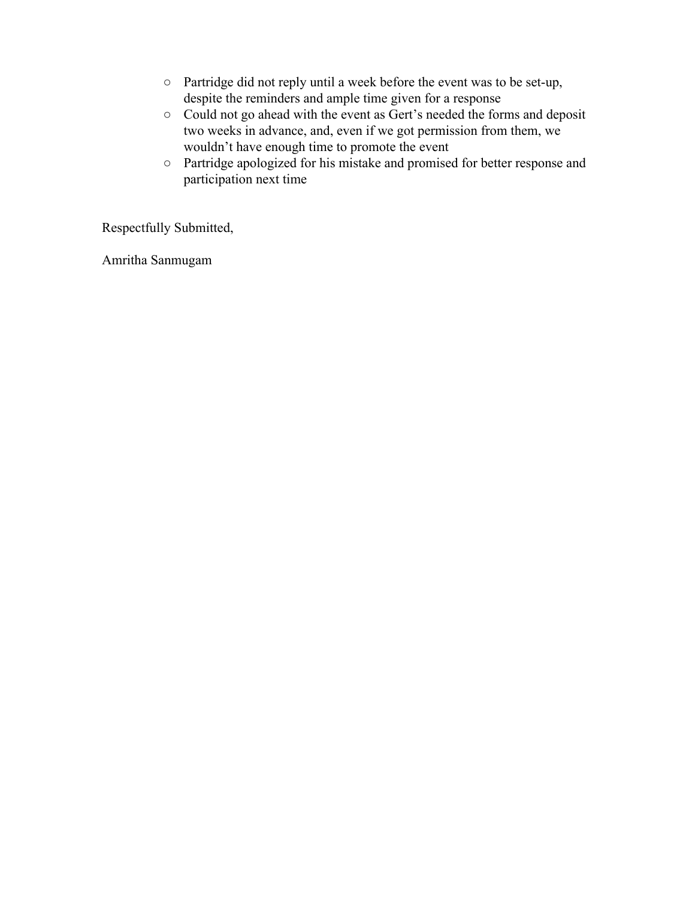- Partridge did not reply until a week before the event was to be set-up, despite the reminders and ample time given for a response
- Could not go ahead with the event as Gert's needed the forms and deposit two weeks in advance, and, even if we got permission from them, we wouldn't have enough time to promote the event
- Partridge apologized for his mistake and promised for better response and participation next time

Respectfully Submitted,

Amritha Sanmugam